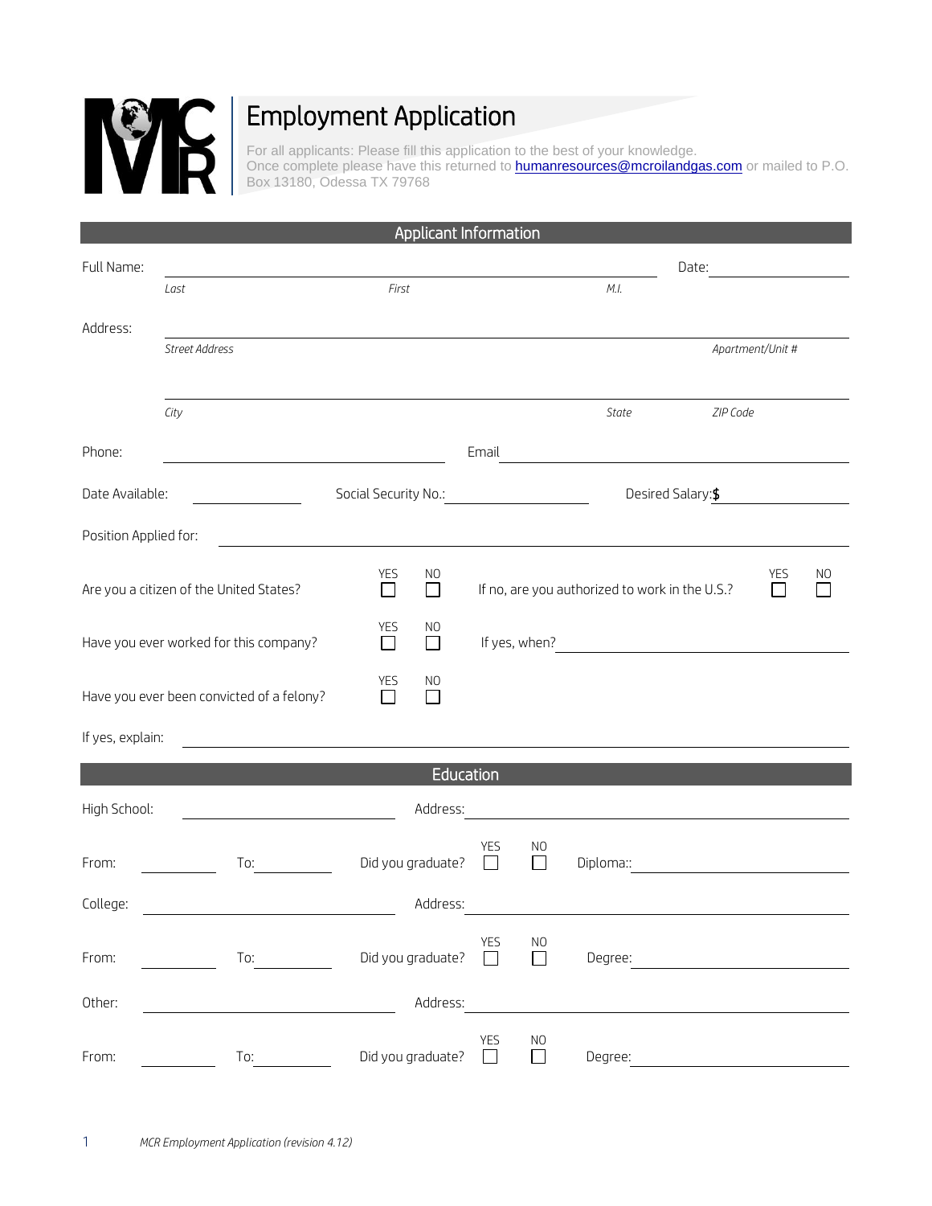# Employment Application

For all applicants: Please fill this application to the best of your knowledge.
Once complete please have this returned to humanresources@mcroilandgas.com or mailed to P.O. Box 13180, Odessa TX 79768

## Applicant Information

Full Name: ______________________________________________ Date: ____________

*Last* *First* *M.I.*

Address: ______________________________________________

*Street Address* *Apartment/Unit #*

______________________________________________

*City* *State* *ZIP Code*

Phone: ____________________ Email ____________________

Date Available: __________ Social Security No.: __________ Desired Salary: $ __________

Position Applied for: ______________________________________________

Are you a citizen of the United States? YES ☐ NO ☐ If no, are you authorized to work in the U.S.? YES ☐ NO ☐

Have you ever worked for this company? YES ☐ NO ☐ If yes, when? ____________________

Have you ever been convicted of a felony? YES ☐ NO ☐

If yes, explain: ______________________________________________

## Education

High School: ____________________ Address: ____________________

From: __________ To: __________ Did you graduate? YES ☐ NO ☐ Diploma:: ____________________

College: ____________________ Address: ____________________

From: __________ To: __________ Did you graduate? YES ☐ NO ☐ Degree: ____________________

Other: ____________________ Address: ____________________

From: __________ To: __________ Did you graduate? YES ☐ NO ☐ Degree: ____________________

*MCR Employment Application (revision 4.12)*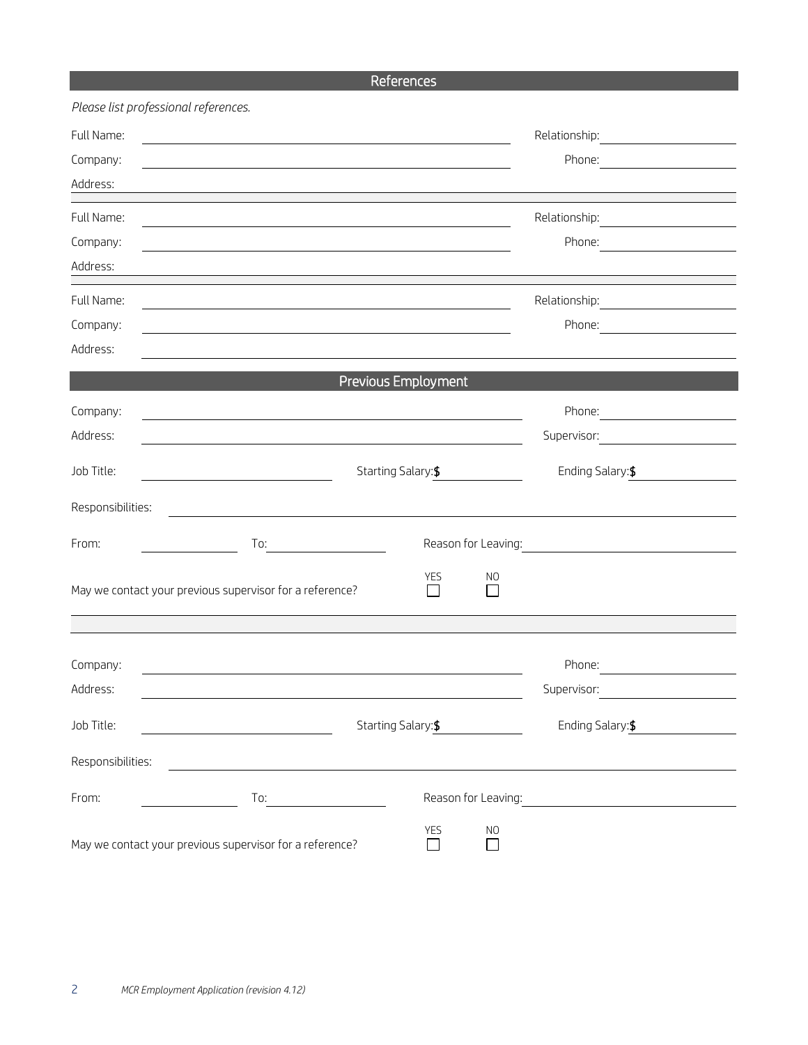## References

*Please list professional references.*

Full Name: ______________________________ Relationship: ______________

Company: ______________________________ Phone: ______________

Address: ______________________________________________________________

Full Name: ______________________________ Relationship: ______________

Company: ______________________________ Phone: ______________

Address: ______________________________________________________________

Full Name: ______________________________ Relationship: ______________

Company: ______________________________ Phone: ______________

Address: ______________________________________________________________

## Previous Employment

Company: ______________________________ Phone: ______________

Address: ______________________________ Supervisor: ______________

Job Title: ______________ Starting Salary: $ ______________ Ending Salary: $ ______________

Responsibilities: ______________________________________________________

From: ______________ To: ______________ Reason for Leaving: ______________

May we contact your previous supervisor for a reference? YES ☐ NO ☐

Company: ______________________________ Phone: ______________

Address: ______________________________ Supervisor: ______________

Job Title: ______________ Starting Salary: $ ______________ Ending Salary: $ ______________

Responsibilities: ______________________________________________________

From: ______________ To: ______________ Reason for Leaving: ______________

May we contact your previous supervisor for a reference? YES ☐ NO ☐

*MCR Employment Application (revision 4.12)*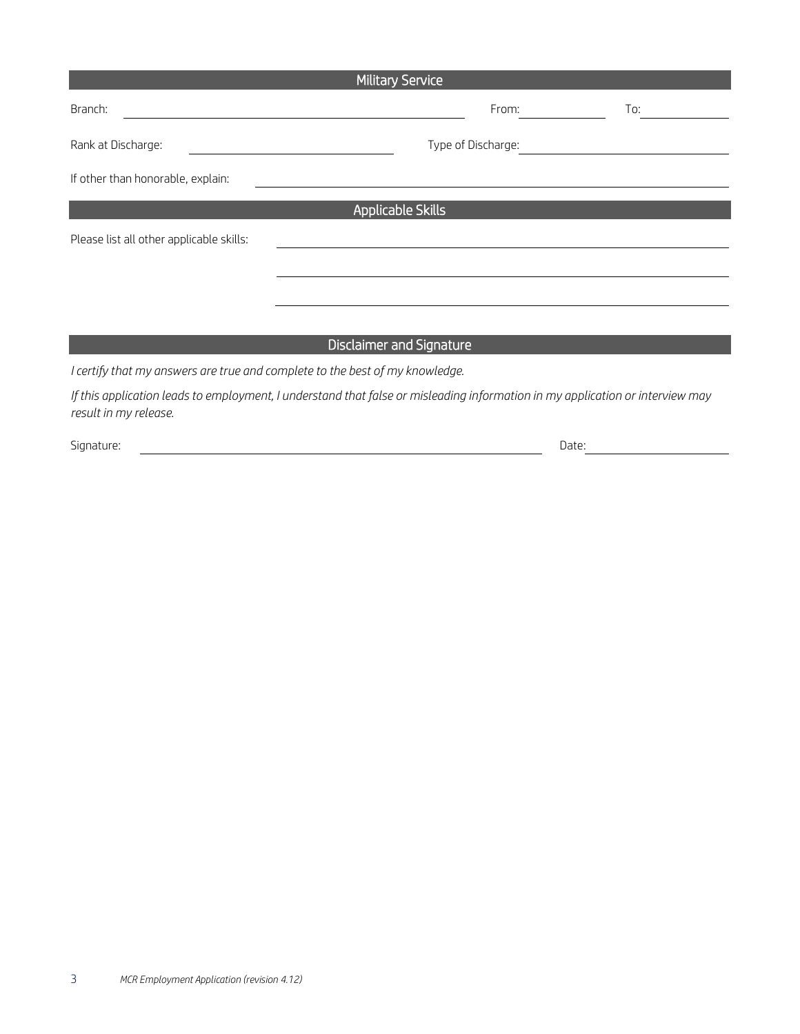## Military Service

Branch: ______________________________ From: __________ To: __________

Rank at Discharge: ______________________ Type of Discharge: ______________________

If other than honorable, explain: ____________________________________________

## Applicable Skills

Please list all other applicable skills: ____________________________________________

____________________________________________

____________________________________________

## Disclaimer and Signature

*I certify that my answers are true and complete to the best of my knowledge.*

*If this application leads to employment, I understand that false or misleading information in my application or interview may result in my release.*

Signature: ______________________________ Date: __________